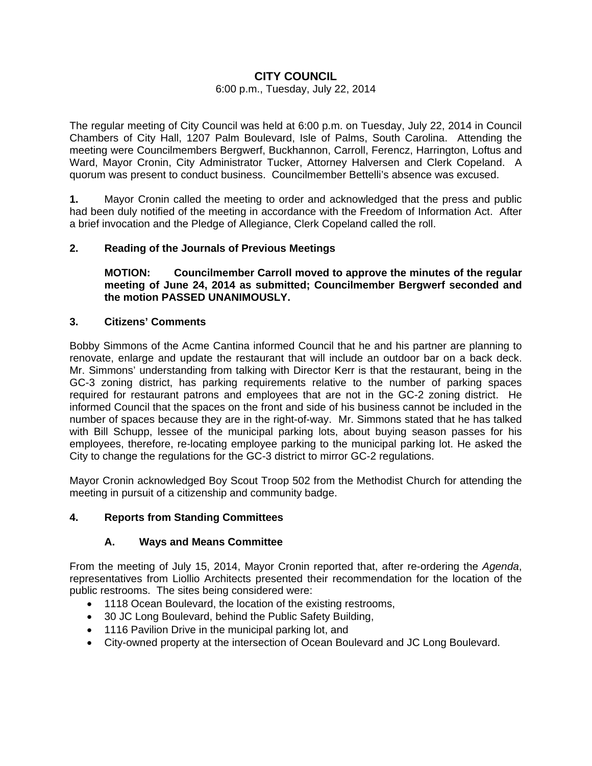# CITY COUNCIL

6:00 p.m., Tuesday, July 22, 2014

The regular meeting of City Council was held at 6:00 p.m. on Tuesday, July 22, 2014 in Council Chambers of City Hall, 1207 Palm Boulevard, Isle of Palms, South Carolina. Attending the meeting were Councilmembers Bergwerf, Buckhannon, Carroll, Ferencz, Harrington, Loftus and Ward, Mayor Cronin, City Administrator Tucker, Attorney Halversen and Clerk Copeland. A quorum was present to conduct business. Councilmember Bettelli's absence was excused.

**1.** Mayor Cronin called the meeting to order and acknowledged that the press and public had been duly notified of the meeting in accordance with the Freedom of Information Act. After a brief invocation and the Pledge of Allegiance, Clerk Copeland called the roll.

**2. Reading of the Journals of Previous Meetings**

**MOTION: Councilmember Carroll moved to approve the minutes of the regular meeting of June 24, 2014 as submitted; Councilmember Bergwerf seconded and the motion PASSED UNANIMOUSLY.**

**3. Citizens' Comments**

Bobby Simmons of the Acme Cantina informed Council that he and his partner are planning to renovate, enlarge and update the restaurant that will include an outdoor bar on a back deck. Mr. Simmons' understanding from talking with Director Kerr is that the restaurant, being in the GC-3 zoning district, has parking requirements relative to the number of parking spaces required for restaurant patrons and employees that are not in the GC-2 zoning district. He informed Council that the spaces on the front and side of his business cannot be included in the number of spaces because they are in the right-of-way. Mr. Simmons stated that he has talked with Bill Schupp, lessee of the municipal parking lots, about buying season passes for his employees, therefore, re-locating employee parking to the municipal parking lot. He asked the City to change the regulations for the GC-3 district to mirror GC-2 regulations.

Mayor Cronin acknowledged Boy Scout Troop 502 from the Methodist Church for attending the meeting in pursuit of a citizenship and community badge.

**4. Reports from Standing Committees**

**A. Ways and Means Committee**

From the meeting of July 15, 2014, Mayor Cronin reported that, after re-ordering the *Agenda*, representatives from Liollio Architects presented their recommendation for the location of the public restrooms. The sites being considered were:

- 1118 Ocean Boulevard, the location of the existing restrooms,
- 30 JC Long Boulevard, behind the Public Safety Building,
- 1116 Pavilion Drive in the municipal parking lot, and
- City-owned property at the intersection of Ocean Boulevard and JC Long Boulevard.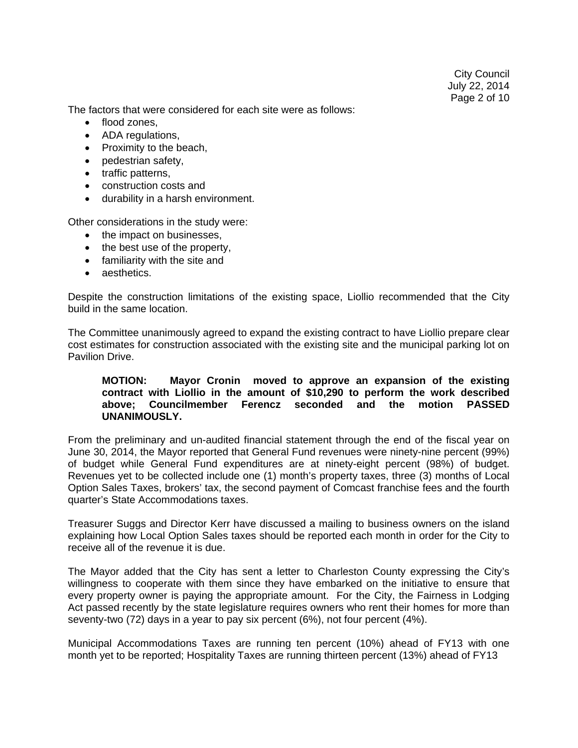The factors that were considered for each site were as follows:

- flood zones,
- ADA regulations,
- Proximity to the beach,
- pedestrian safety,
- traffic patterns,
- construction costs and
- durability in a harsh environment.

Other considerations in the study were:

- the impact on businesses,
- the best use of the property,
- familiarity with the site and
- aesthetics.

Despite the construction limitations of the existing space, Liollio recommended that the City build in the same location.

The Committee unanimously agreed to expand the existing contract to have Liollio prepare clear cost estimates for construction associated with the existing site and the municipal parking lot on Pavilion Drive.

> **MOTION: Mayor Cronin moved to approve an expansion of the existing contract with Liollio in the amount of $10,290 to perform the work described above; Councilmember Ferencz seconded and the motion PASSED UNANIMOUSLY.**

From the preliminary and un-audited financial statement through the end of the fiscal year on June 30, 2014, the Mayor reported that General Fund revenues were ninety-nine percent (99%) of budget while General Fund expenditures are at ninety-eight percent (98%) of budget. Revenues yet to be collected include one (1) month's property taxes, three (3) months of Local Option Sales Taxes, brokers' tax, the second payment of Comcast franchise fees and the fourth quarter's State Accommodations taxes.

Treasurer Suggs and Director Kerr have discussed a mailing to business owners on the island explaining how Local Option Sales taxes should be reported each month in order for the City to receive all of the revenue it is due.

The Mayor added that the City has sent a letter to Charleston County expressing the City's willingness to cooperate with them since they have embarked on the initiative to ensure that every property owner is paying the appropriate amount. For the City, the Fairness in Lodging Act passed recently by the state legislature requires owners who rent their homes for more than seventy-two (72) days in a year to pay six percent (6%), not four percent (4%).

Municipal Accommodations Taxes are running ten percent (10%) ahead of FY13 with one month yet to be reported; Hospitality Taxes are running thirteen percent (13%) ahead of FY13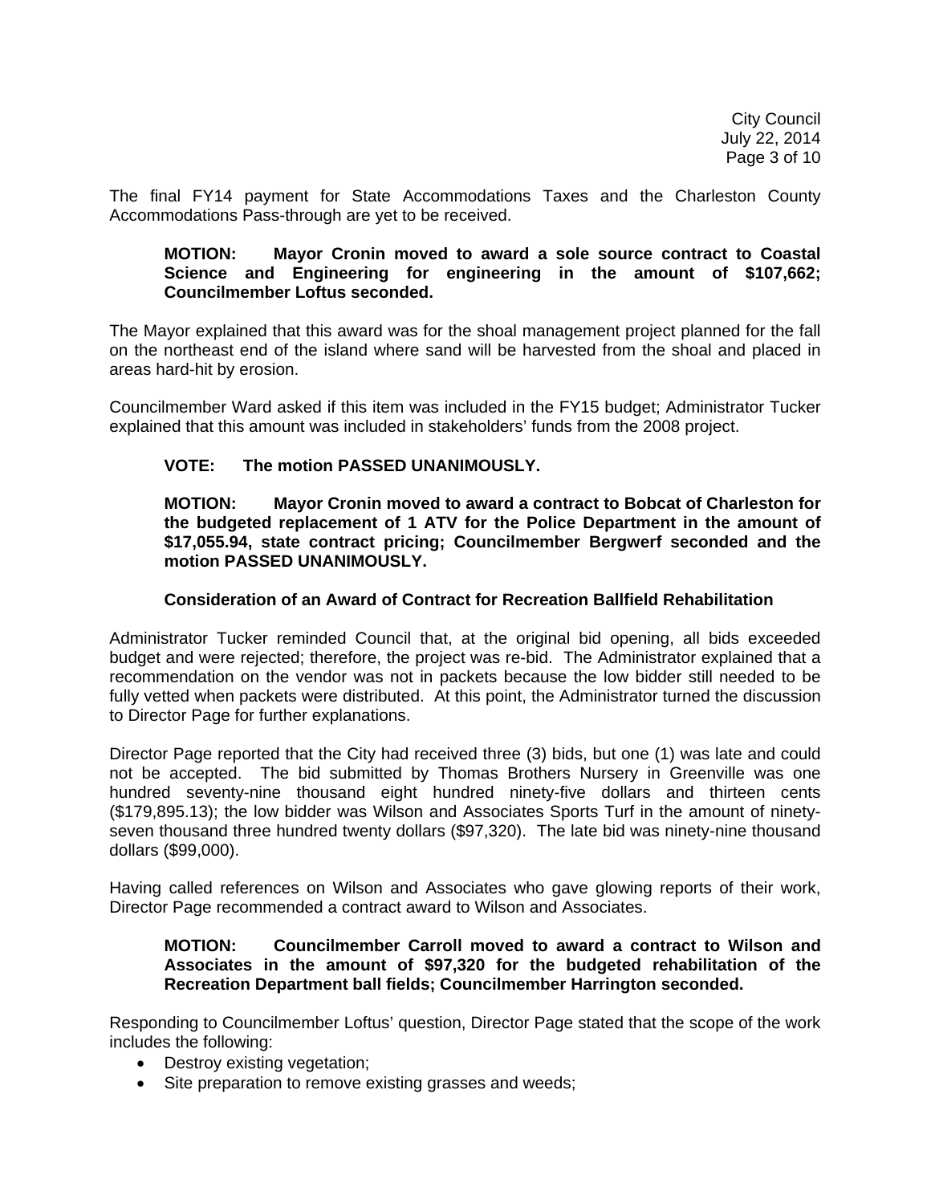The final FY14 payment for State Accommodations Taxes and the Charleston County Accommodations Pass-through are yet to be received.

> **MOTION: Mayor Cronin moved to award a sole source contract to Coastal Science and Engineering for engineering in the amount of $107,662; Councilmember Loftus seconded.**

The Mayor explained that this award was for the shoal management project planned for the fall on the northeast end of the island where sand will be harvested from the shoal and placed in areas hard-hit by erosion.

Councilmember Ward asked if this item was included in the FY15 budget; Administrator Tucker explained that this amount was included in stakeholders' funds from the 2008 project.

> **VOTE: The motion PASSED UNANIMOUSLY.**

> **MOTION: Mayor Cronin moved to award a contract to Bobcat of Charleston for the budgeted replacement of 1 ATV for the Police Department in the amount of $17,055.94, state contract pricing; Councilmember Bergwerf seconded and the motion PASSED UNANIMOUSLY.**

**Consideration of an Award of Contract for Recreation Ballfield Rehabilitation**

Administrator Tucker reminded Council that, at the original bid opening, all bids exceeded budget and were rejected; therefore, the project was re-bid. The Administrator explained that a recommendation on the vendor was not in packets because the low bidder still needed to be fully vetted when packets were distributed. At this point, the Administrator turned the discussion to Director Page for further explanations.

Director Page reported that the City had received three (3) bids, but one (1) was late and could not be accepted. The bid submitted by Thomas Brothers Nursery in Greenville was one hundred seventy-nine thousand eight hundred ninety-five dollars and thirteen cents ($179,895.13); the low bidder was Wilson and Associates Sports Turf in the amount of ninety-seven thousand three hundred twenty dollars ($97,320). The late bid was ninety-nine thousand dollars ($99,000).

Having called references on Wilson and Associates who gave glowing reports of their work, Director Page recommended a contract award to Wilson and Associates.

> **MOTION: Councilmember Carroll moved to award a contract to Wilson and Associates in the amount of $97,320 for the budgeted rehabilitation of the Recreation Department ball fields; Councilmember Harrington seconded.**

Responding to Councilmember Loftus' question, Director Page stated that the scope of the work includes the following:

- Destroy existing vegetation;
- Site preparation to remove existing grasses and weeds;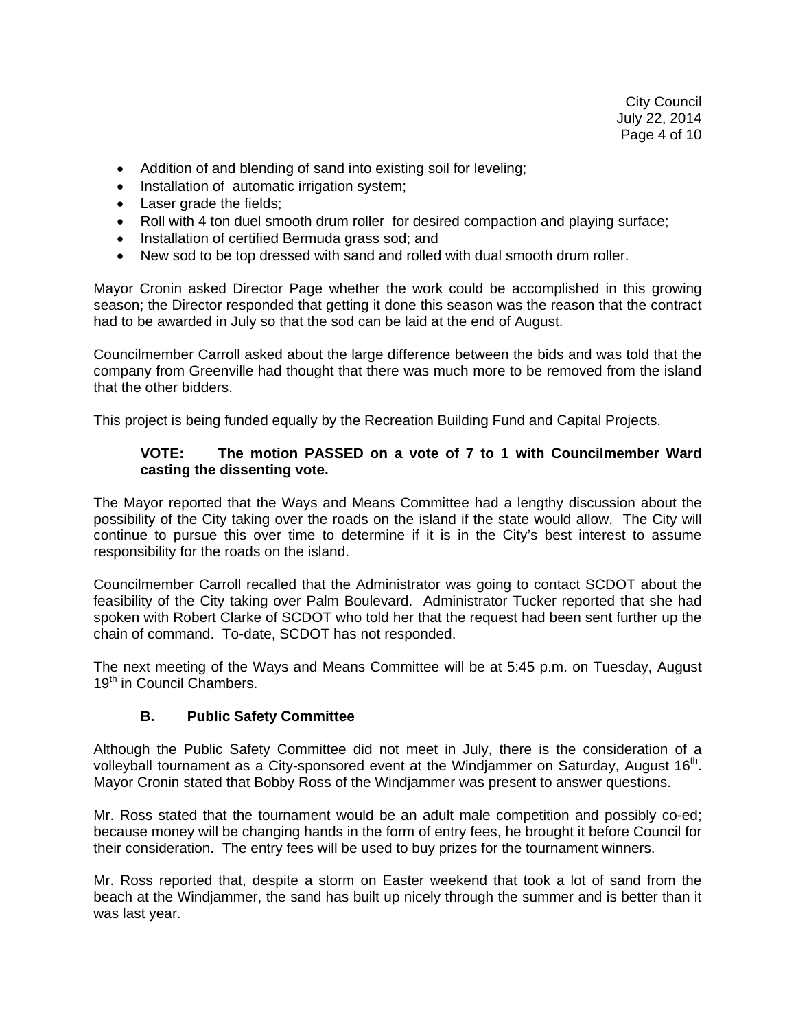- Addition of and blending of sand into existing soil for leveling;
- Installation of automatic irrigation system;
- Laser grade the fields;
- Roll with 4 ton duel smooth drum roller for desired compaction and playing surface;
- Installation of certified Bermuda grass sod; and
- New sod to be top dressed with sand and rolled with dual smooth drum roller.

Mayor Cronin asked Director Page whether the work could be accomplished in this growing season; the Director responded that getting it done this season was the reason that the contract had to be awarded in July so that the sod can be laid at the end of August.

Councilmember Carroll asked about the large difference between the bids and was told that the company from Greenville had thought that there was much more to be removed from the island that the other bidders.

This project is being funded equally by the Recreation Building Fund and Capital Projects.

**VOTE: The motion PASSED on a vote of 7 to 1 with Councilmember Ward casting the dissenting vote.**

The Mayor reported that the Ways and Means Committee had a lengthy discussion about the possibility of the City taking over the roads on the island if the state would allow. The City will continue to pursue this over time to determine if it is in the City's best interest to assume responsibility for the roads on the island.

Councilmember Carroll recalled that the Administrator was going to contact SCDOT about the feasibility of the City taking over Palm Boulevard. Administrator Tucker reported that she had spoken with Robert Clarke of SCDOT who told her that the request had been sent further up the chain of command. To-date, SCDOT has not responded.

The next meeting of the Ways and Means Committee will be at 5:45 p.m. on Tuesday, August 19th in Council Chambers.

### B. Public Safety Committee

Although the Public Safety Committee did not meet in July, there is the consideration of a volleyball tournament as a City-sponsored event at the Windjammer on Saturday, August 16th. Mayor Cronin stated that Bobby Ross of the Windjammer was present to answer questions.

Mr. Ross stated that the tournament would be an adult male competition and possibly co-ed; because money will be changing hands in the form of entry fees, he brought it before Council for their consideration. The entry fees will be used to buy prizes for the tournament winners.

Mr. Ross reported that, despite a storm on Easter weekend that took a lot of sand from the beach at the Windjammer, the sand has built up nicely through the summer and is better than it was last year.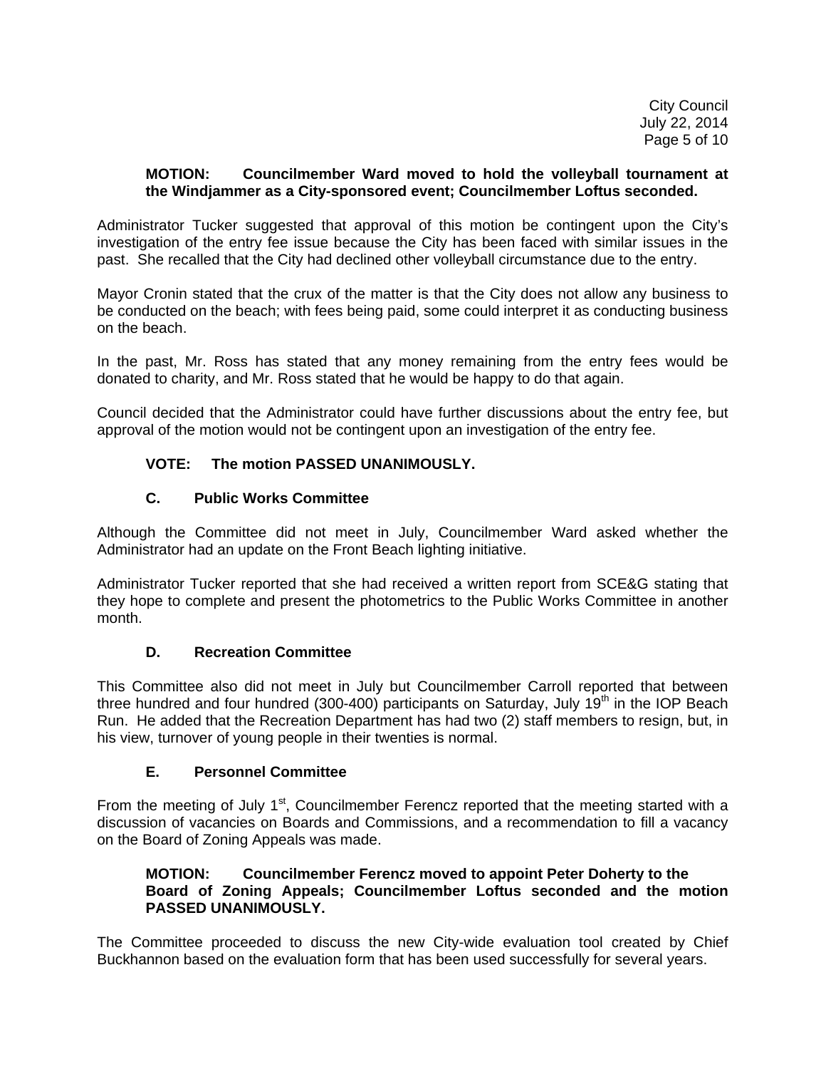**MOTION: Councilmember Ward moved to hold the volleyball tournament at the Windjammer as a City-sponsored event; Councilmember Loftus seconded.**

Administrator Tucker suggested that approval of this motion be contingent upon the City's investigation of the entry fee issue because the City has been faced with similar issues in the past. She recalled that the City had declined other volleyball circumstance due to the entry.

Mayor Cronin stated that the crux of the matter is that the City does not allow any business to be conducted on the beach; with fees being paid, some could interpret it as conducting business on the beach.

In the past, Mr. Ross has stated that any money remaining from the entry fees would be donated to charity, and Mr. Ross stated that he would be happy to do that again.

Council decided that the Administrator could have further discussions about the entry fee, but approval of the motion would not be contingent upon an investigation of the entry fee.

**VOTE: The motion PASSED UNANIMOUSLY.**

### C. Public Works Committee

Although the Committee did not meet in July, Councilmember Ward asked whether the Administrator had an update on the Front Beach lighting initiative.

Administrator Tucker reported that she had received a written report from SCE&G stating that they hope to complete and present the photometrics to the Public Works Committee in another month.

### D. Recreation Committee

This Committee also did not meet in July but Councilmember Carroll reported that between three hundred and four hundred (300-400) participants on Saturday, July 19th in the IOP Beach Run. He added that the Recreation Department has had two (2) staff members to resign, but, in his view, turnover of young people in their twenties is normal.

### E. Personnel Committee

From the meeting of July 1st, Councilmember Ferencz reported that the meeting started with a discussion of vacancies on Boards and Commissions, and a recommendation to fill a vacancy on the Board of Zoning Appeals was made.

**MOTION: Councilmember Ferencz moved to appoint Peter Doherty to the Board of Zoning Appeals; Councilmember Loftus seconded and the motion PASSED UNANIMOUSLY.**

The Committee proceeded to discuss the new City-wide evaluation tool created by Chief Buckhannon based on the evaluation form that has been used successfully for several years.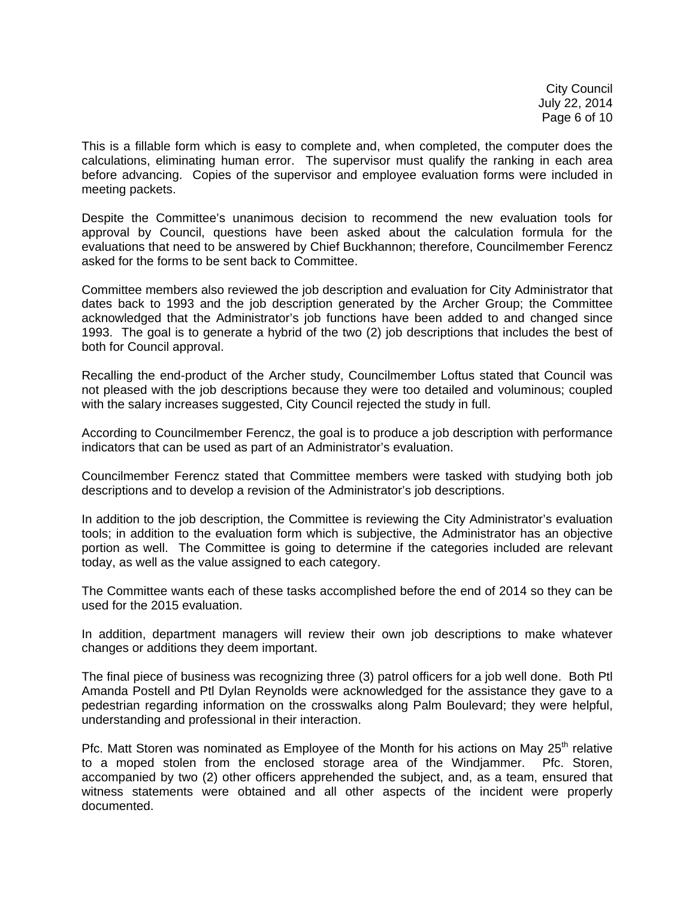This is a fillable form which is easy to complete and, when completed, the computer does the calculations, eliminating human error. The supervisor must qualify the ranking in each area before advancing. Copies of the supervisor and employee evaluation forms were included in meeting packets.

Despite the Committee's unanimous decision to recommend the new evaluation tools for approval by Council, questions have been asked about the calculation formula for the evaluations that need to be answered by Chief Buckhannon; therefore, Councilmember Ferencz asked for the forms to be sent back to Committee.

Committee members also reviewed the job description and evaluation for City Administrator that dates back to 1993 and the job description generated by the Archer Group; the Committee acknowledged that the Administrator's job functions have been added to and changed since 1993. The goal is to generate a hybrid of the two (2) job descriptions that includes the best of both for Council approval.

Recalling the end-product of the Archer study, Councilmember Loftus stated that Council was not pleased with the job descriptions because they were too detailed and voluminous; coupled with the salary increases suggested, City Council rejected the study in full.

According to Councilmember Ferencz, the goal is to produce a job description with performance indicators that can be used as part of an Administrator's evaluation.

Councilmember Ferencz stated that Committee members were tasked with studying both job descriptions and to develop a revision of the Administrator's job descriptions.

In addition to the job description, the Committee is reviewing the City Administrator's evaluation tools; in addition to the evaluation form which is subjective, the Administrator has an objective portion as well. The Committee is going to determine if the categories included are relevant today, as well as the value assigned to each category.

The Committee wants each of these tasks accomplished before the end of 2014 so they can be used for the 2015 evaluation.

In addition, department managers will review their own job descriptions to make whatever changes or additions they deem important.

The final piece of business was recognizing three (3) patrol officers for a job well done. Both Ptl Amanda Postell and Ptl Dylan Reynolds were acknowledged for the assistance they gave to a pedestrian regarding information on the crosswalks along Palm Boulevard; they were helpful, understanding and professional in their interaction.

Pfc. Matt Storen was nominated as Employee of the Month for his actions on May 25th relative to a moped stolen from the enclosed storage area of the Windjammer. Pfc. Storen, accompanied by two (2) other officers apprehended the subject, and, as a team, ensured that witness statements were obtained and all other aspects of the incident were properly documented.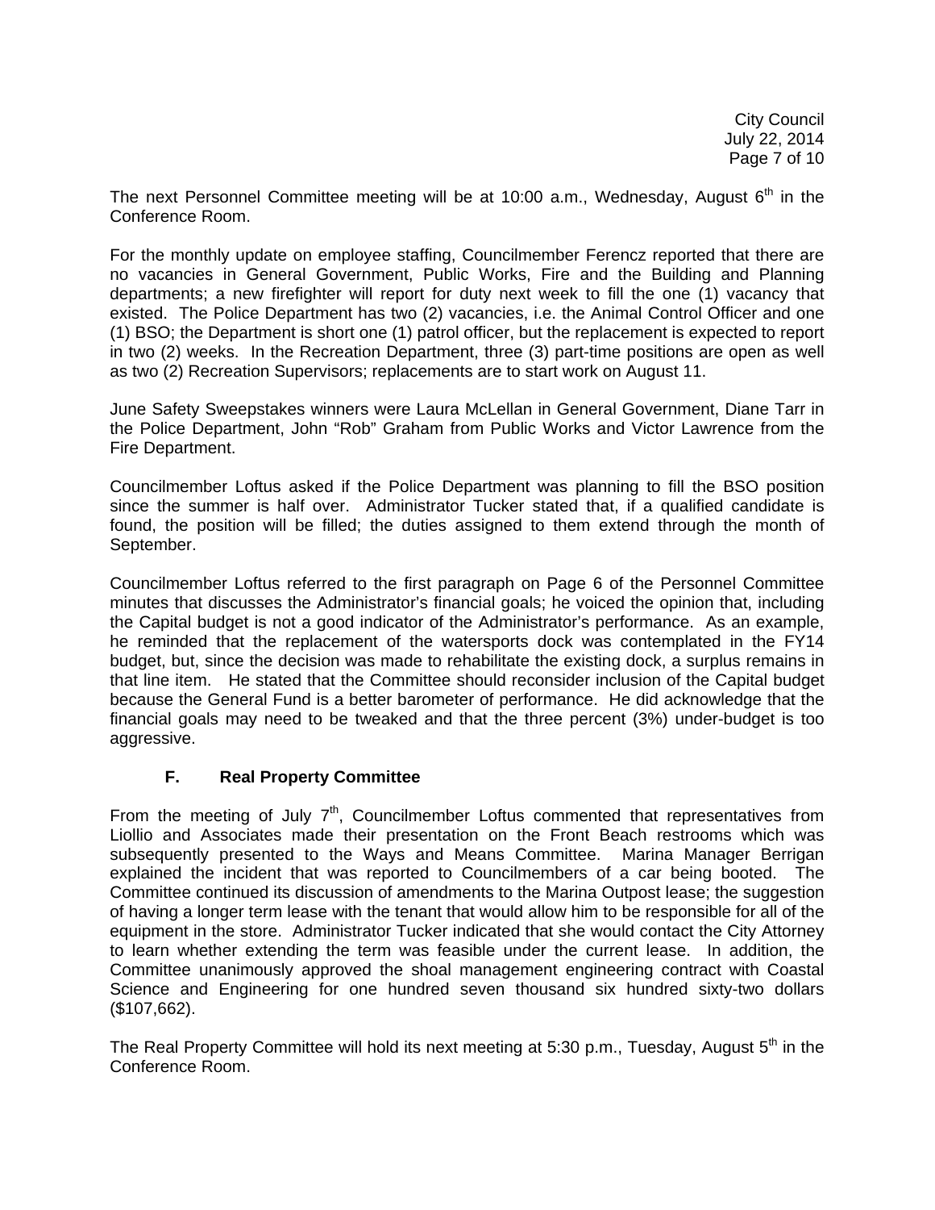The next Personnel Committee meeting will be at 10:00 a.m., Wednesday, August 6th in the Conference Room.

For the monthly update on employee staffing, Councilmember Ferencz reported that there are no vacancies in General Government, Public Works, Fire and the Building and Planning departments; a new firefighter will report for duty next week to fill the one (1) vacancy that existed. The Police Department has two (2) vacancies, i.e. the Animal Control Officer and one (1) BSO; the Department is short one (1) patrol officer, but the replacement is expected to report in two (2) weeks. In the Recreation Department, three (3) part-time positions are open as well as two (2) Recreation Supervisors; replacements are to start work on August 11.

June Safety Sweepstakes winners were Laura McLellan in General Government, Diane Tarr in the Police Department, John "Rob" Graham from Public Works and Victor Lawrence from the Fire Department.

Councilmember Loftus asked if the Police Department was planning to fill the BSO position since the summer is half over. Administrator Tucker stated that, if a qualified candidate is found, the position will be filled; the duties assigned to them extend through the month of September.

Councilmember Loftus referred to the first paragraph on Page 6 of the Personnel Committee minutes that discusses the Administrator's financial goals; he voiced the opinion that, including the Capital budget is not a good indicator of the Administrator's performance. As an example, he reminded that the replacement of the watersports dock was contemplated in the FY14 budget, but, since the decision was made to rehabilitate the existing dock, a surplus remains in that line item. He stated that the Committee should reconsider inclusion of the Capital budget because the General Fund is a better barometer of performance. He did acknowledge that the financial goals may need to be tweaked and that the three percent (3%) under-budget is too aggressive.

### F. Real Property Committee

From the meeting of July 7th, Councilmember Loftus commented that representatives from Liollio and Associates made their presentation on the Front Beach restrooms which was subsequently presented to the Ways and Means Committee. Marina Manager Berrigan explained the incident that was reported to Councilmembers of a car being booted. The Committee continued its discussion of amendments to the Marina Outpost lease; the suggestion of having a longer term lease with the tenant that would allow him to be responsible for all of the equipment in the store. Administrator Tucker indicated that she would contact the City Attorney to learn whether extending the term was feasible under the current lease. In addition, the Committee unanimously approved the shoal management engineering contract with Coastal Science and Engineering for one hundred seven thousand six hundred sixty-two dollars ($107,662).

The Real Property Committee will hold its next meeting at 5:30 p.m., Tuesday, August 5th in the Conference Room.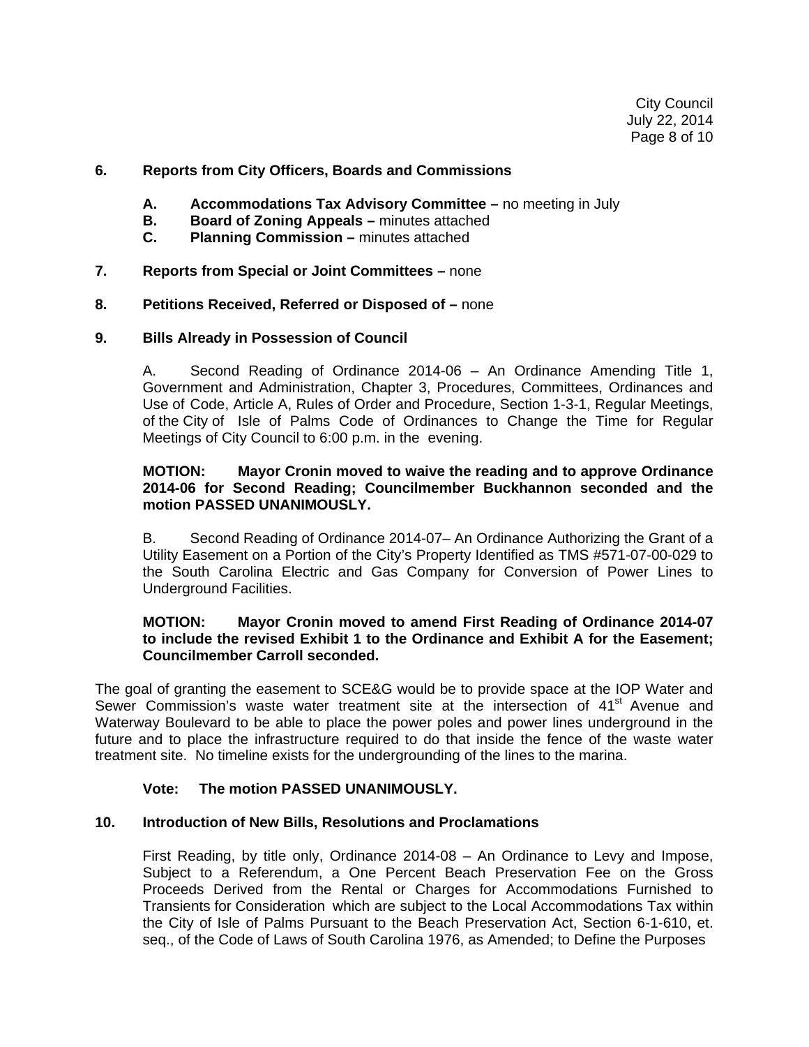**6. Reports from City Officers, Boards and Commissions**

- **A. Accommodations Tax Advisory Committee –** no meeting in July
- **B. Board of Zoning Appeals –** minutes attached
- **C. Planning Commission –** minutes attached

**7. Reports from Special or Joint Committees –** none

**8. Petitions Received, Referred or Disposed of –** none

**9. Bills Already in Possession of Council**

A. Second Reading of Ordinance 2014-06 – An Ordinance Amending Title 1, Government and Administration, Chapter 3, Procedures, Committees, Ordinances and Use of Code, Article A, Rules of Order and Procedure, Section 1-3-1, Regular Meetings, of the City of Isle of Palms Code of Ordinances to Change the Time for Regular Meetings of City Council to 6:00 p.m. in the evening.

**MOTION: Mayor Cronin moved to waive the reading and to approve Ordinance 2014-06 for Second Reading; Councilmember Buckhannon seconded and the motion PASSED UNANIMOUSLY.**

B. Second Reading of Ordinance 2014-07– An Ordinance Authorizing the Grant of a Utility Easement on a Portion of the City's Property Identified as TMS #571-07-00-029 to the South Carolina Electric and Gas Company for Conversion of Power Lines to Underground Facilities.

**MOTION: Mayor Cronin moved to amend First Reading of Ordinance 2014-07 to include the revised Exhibit 1 to the Ordinance and Exhibit A for the Easement; Councilmember Carroll seconded.**

The goal of granting the easement to SCE&G would be to provide space at the IOP Water and Sewer Commission's waste water treatment site at the intersection of 41st Avenue and Waterway Boulevard to be able to place the power poles and power lines underground in the future and to place the infrastructure required to do that inside the fence of the waste water treatment site. No timeline exists for the undergrounding of the lines to the marina.

**Vote: The motion PASSED UNANIMOUSLY.**

**10. Introduction of New Bills, Resolutions and Proclamations**

First Reading, by title only, Ordinance 2014-08 – An Ordinance to Levy and Impose, Subject to a Referendum, a One Percent Beach Preservation Fee on the Gross Proceeds Derived from the Rental or Charges for Accommodations Furnished to Transients for Consideration which are subject to the Local Accommodations Tax within the City of Isle of Palms Pursuant to the Beach Preservation Act, Section 6-1-610, et. seq., of the Code of Laws of South Carolina 1976, as Amended; to Define the Purposes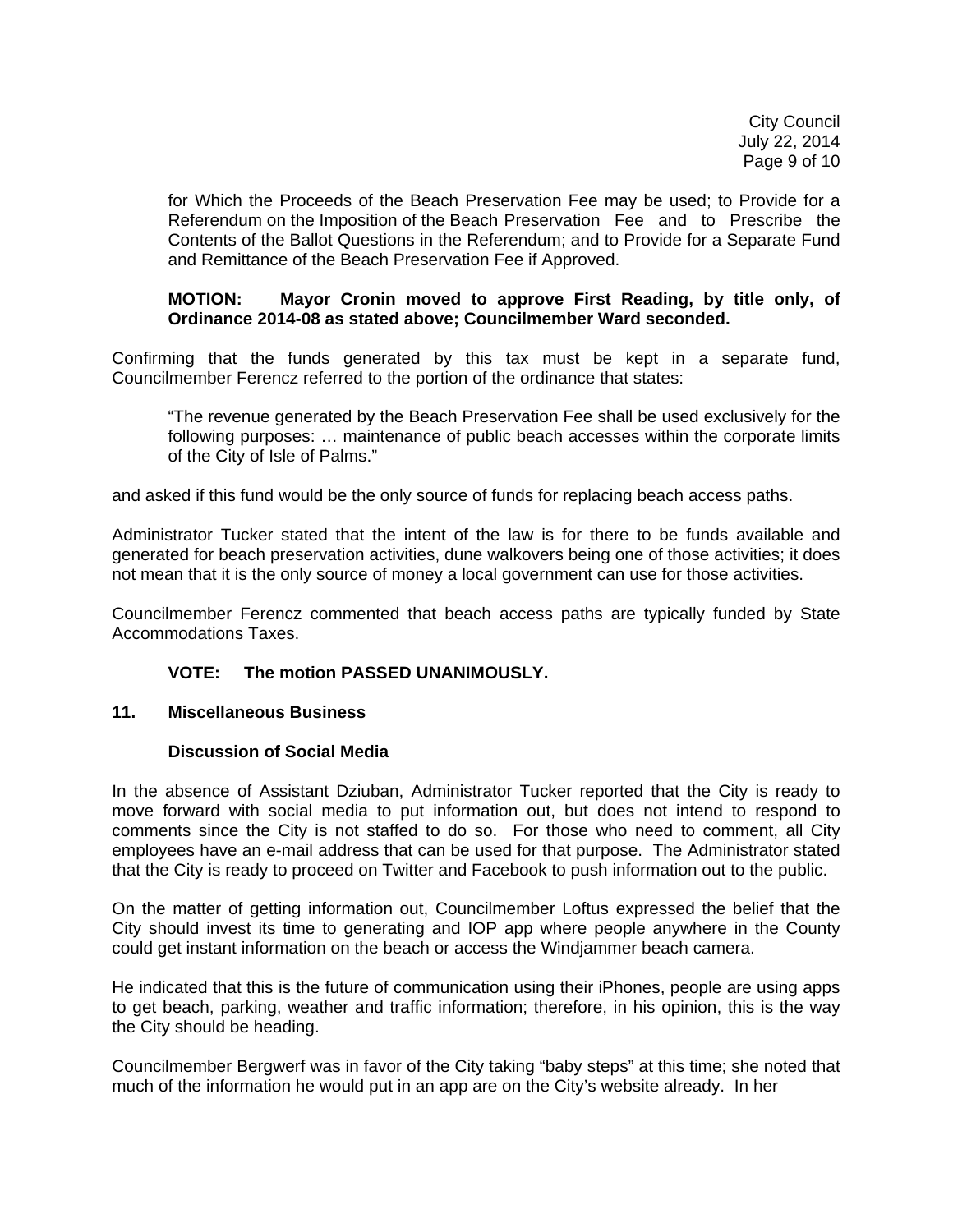for Which the Proceeds of the Beach Preservation Fee may be used; to Provide for a Referendum on the Imposition of the Beach Preservation Fee and to Prescribe the Contents of the Ballot Questions in the Referendum; and to Provide for a Separate Fund and Remittance of the Beach Preservation Fee if Approved.

**MOTION: Mayor Cronin moved to approve First Reading, by title only, of Ordinance 2014-08 as stated above; Councilmember Ward seconded.**

Confirming that the funds generated by this tax must be kept in a separate fund, Councilmember Ferencz referred to the portion of the ordinance that states:

> "The revenue generated by the Beach Preservation Fee shall be used exclusively for the following purposes: … maintenance of public beach accesses within the corporate limits of the City of Isle of Palms."

and asked if this fund would be the only source of funds for replacing beach access paths.

Administrator Tucker stated that the intent of the law is for there to be funds available and generated for beach preservation activities, dune walkovers being one of those activities; it does not mean that it is the only source of money a local government can use for those activities.

Councilmember Ferencz commented that beach access paths are typically funded by State Accommodations Taxes.

**VOTE: The motion PASSED UNANIMOUSLY.**

**11. Miscellaneous Business**

**Discussion of Social Media**

In the absence of Assistant Dziuban, Administrator Tucker reported that the City is ready to move forward with social media to put information out, but does not intend to respond to comments since the City is not staffed to do so. For those who need to comment, all City employees have an e-mail address that can be used for that purpose. The Administrator stated that the City is ready to proceed on Twitter and Facebook to push information out to the public.

On the matter of getting information out, Councilmember Loftus expressed the belief that the City should invest its time to generating and IOP app where people anywhere in the County could get instant information on the beach or access the Windjammer beach camera.

He indicated that this is the future of communication using their iPhones, people are using apps to get beach, parking, weather and traffic information; therefore, in his opinion, this is the way the City should be heading.

Councilmember Bergwerf was in favor of the City taking "baby steps" at this time; she noted that much of the information he would put in an app are on the City's website already. In her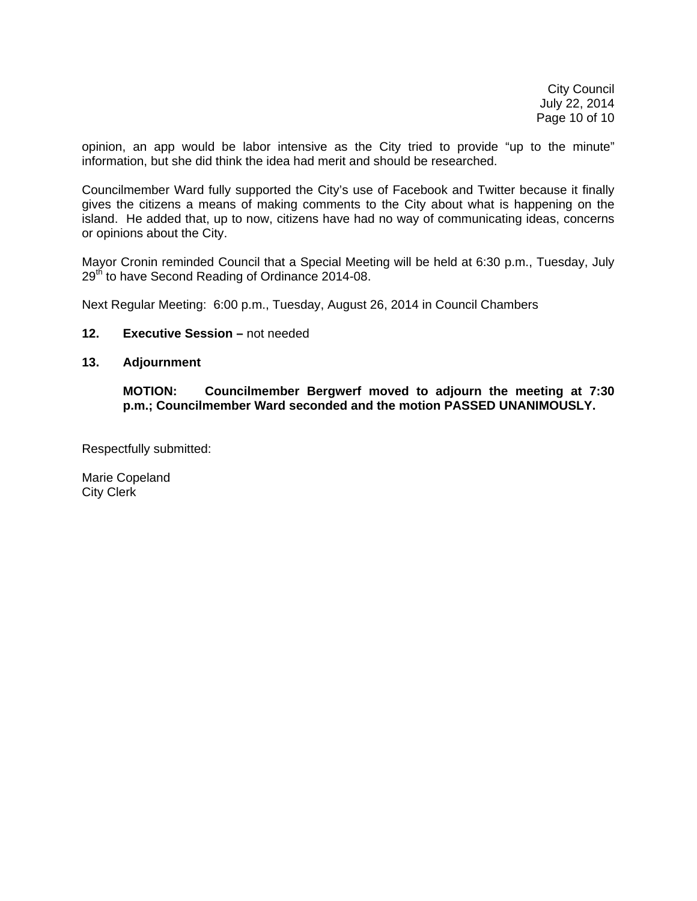opinion, an app would be labor intensive as the City tried to provide "up to the minute" information, but she did think the idea had merit and should be researched.

Councilmember Ward fully supported the City's use of Facebook and Twitter because it finally gives the citizens a means of making comments to the City about what is happening on the island. He added that, up to now, citizens have had no way of communicating ideas, concerns or opinions about the City.

Mayor Cronin reminded Council that a Special Meeting will be held at 6:30 p.m., Tuesday, July 29th to have Second Reading of Ordinance 2014-08.

Next Regular Meeting: 6:00 p.m., Tuesday, August 26, 2014 in Council Chambers

**12. Executive Session –** not needed

**13. Adjournment**

**MOTION: Councilmember Bergwerf moved to adjourn the meeting at 7:30 p.m.; Councilmember Ward seconded and the motion PASSED UNANIMOUSLY.**

Respectfully submitted:

Marie Copeland
City Clerk